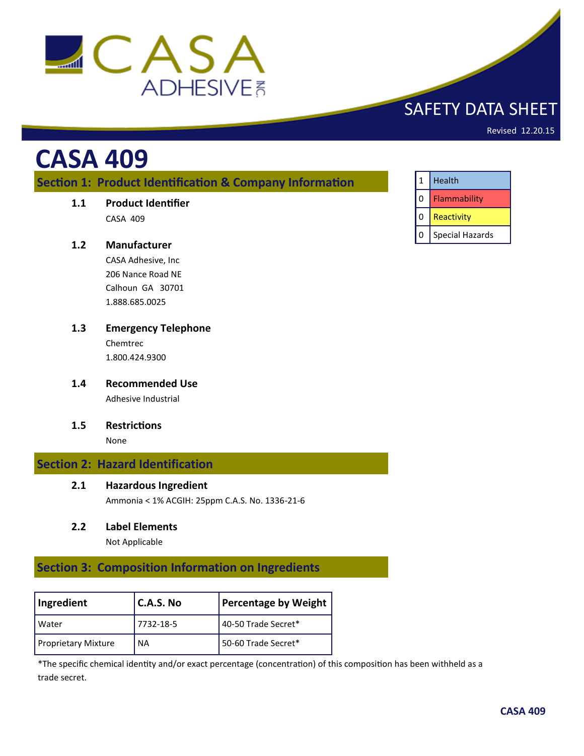CASA ADHESIVE INC.

SAFETY DATA SHEET

Revised 12.20.15

# CASA 409

| | |
|---|---|
| 1 | Health |
| 0 | Flammability |
| 0 | Reactivity |
| 0 | Special Hazards |

## Section 1: Product Identification & Company Information

**1.1 Product Identifier**

CASA 409

**1.2 Manufacturer**

CASA Adhesive, Inc
206 Nance Road NE
Calhoun GA 30701
1.888.685.0025

**1.3 Emergency Telephone**

Chemtrec
1.800.424.9300

**1.4 Recommended Use**

Adhesive Industrial

**1.5 Restrictions**

None

## Section 2: Hazard Identification

**2.1 Hazardous Ingredient**

Ammonia < 1% ACGIH: 25ppm C.A.S. No. 1336-21-6

**2.2 Label Elements**

Not Applicable

## Section 3: Composition Information on Ingredients

| Ingredient | C.A.S. No | Percentage by Weight |
|---|---|---|
| Water | 7732-18-5 | 40-50 Trade Secret* |
| Proprietary Mixture | NA | 50-60 Trade Secret* |

*The specific chemical identity and/or exact percentage (concentration) of this composition has been withheld as a trade secret.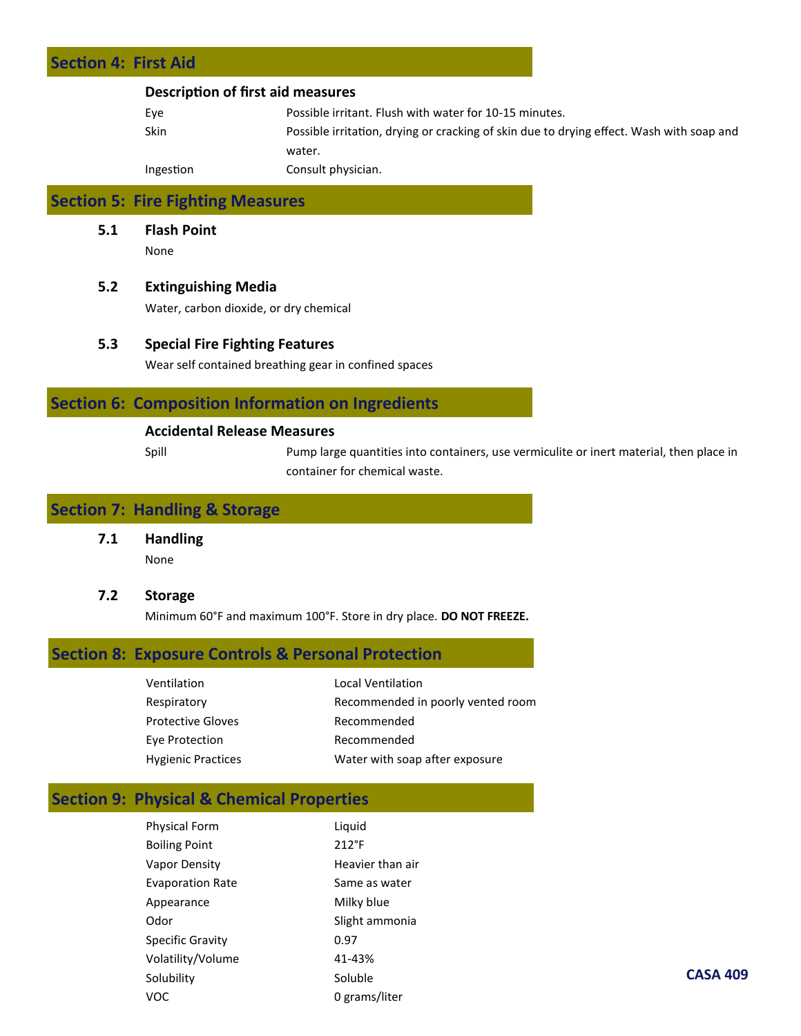## Section 4: First Aid

### Description of first aid measures

| | |
|---|---|
| Eye | Possible irritant. Flush with water for 10-15 minutes. |
| Skin | Possible irritation, drying or cracking of skin due to drying effect. Wash with soap and water. |
| Ingestion | Consult physician. |

## Section 5: Fire Fighting Measures

### 5.1 Flash Point

None

### 5.2 Extinguishing Media

Water, carbon dioxide, or dry chemical

### 5.3 Special Fire Fighting Features

Wear self contained breathing gear in confined spaces

## Section 6: Composition Information on Ingredients

### Accidental Release Measures

| | |
|---|---|
| Spill | Pump large quantities into containers, use vermiculite or inert material, then place in container for chemical waste. |

## Section 7: Handling & Storage

### 7.1 Handling

None

### 7.2 Storage

Minimum 60°F and maximum 100°F. Store in dry place. **DO NOT FREEZE.**

## Section 8: Exposure Controls & Personal Protection

| | |
|---|---|
| Ventilation | Local Ventilation |
| Respiratory | Recommended in poorly vented room |
| Protective Gloves | Recommended |
| Eye Protection | Recommended |
| Hygienic Practices | Water with soap after exposure |

## Section 9: Physical & Chemical Properties

| | |
|---|---|
| Physical Form | Liquid |
| Boiling Point | 212°F |
| Vapor Density | Heavier than air |
| Evaporation Rate | Same as water |
| Appearance | Milky blue |
| Odor | Slight ammonia |
| Specific Gravity | 0.97 |
| Volatility/Volume | 41-43% |
| Solubility | Soluble |
| VOC | 0 grams/liter |

**CASA 409**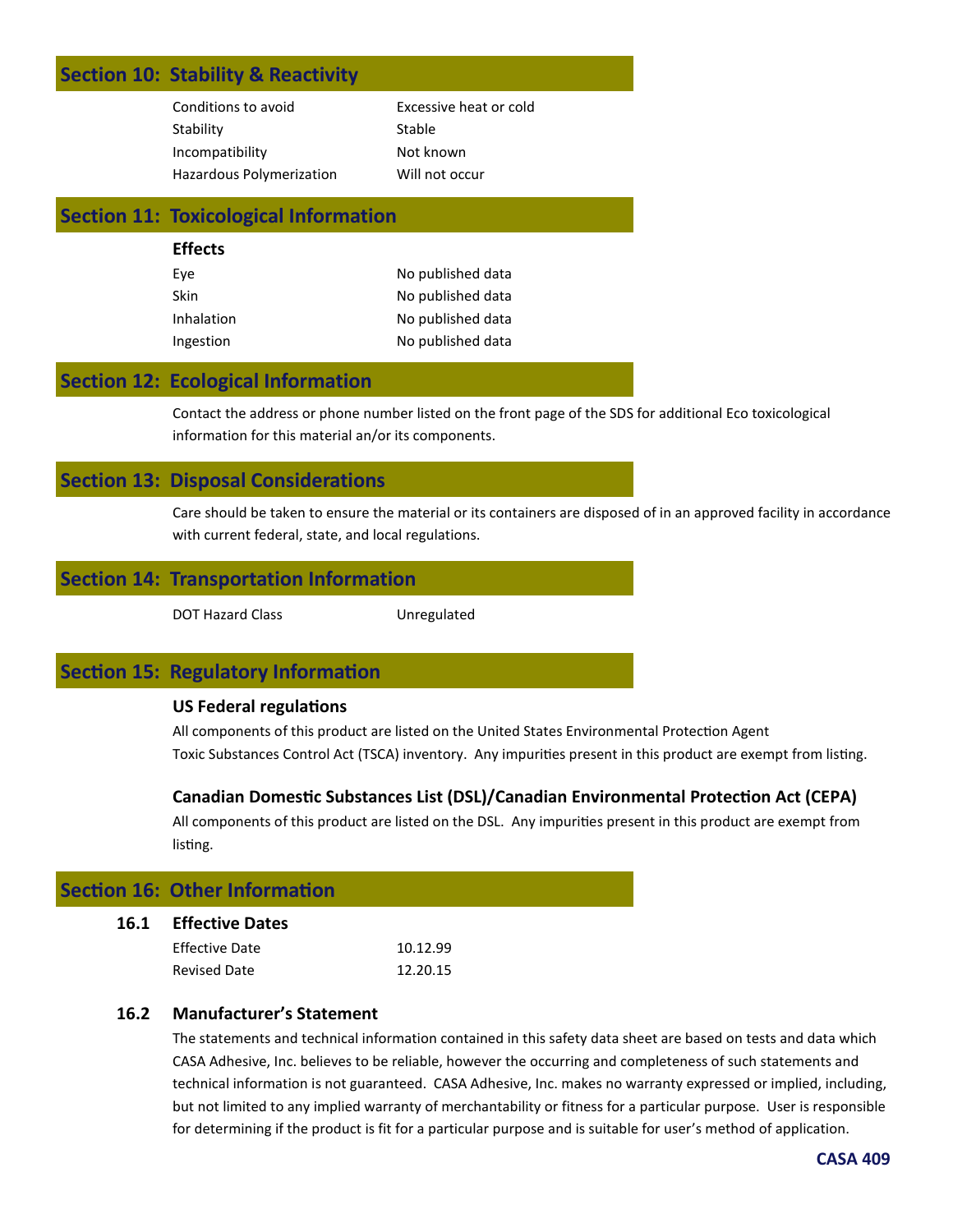## Section 10: Stability & Reactivity

| | |
|---|---|
| Conditions to avoid | Excessive heat or cold |
| Stability | Stable |
| Incompatibility | Not known |
| Hazardous Polymerization | Will not occur |

## Section 11: Toxicological Information

**Effects**

| | |
|---|---|
| Eye | No published data |
| Skin | No published data |
| Inhalation | No published data |
| Ingestion | No published data |

## Section 12: Ecological Information

Contact the address or phone number listed on the front page of the SDS for additional Eco toxicological information for this material an/or its components.

## Section 13: Disposal Considerations

Care should be taken to ensure the material or its containers are disposed of in an approved facility in accordance with current federal, state, and local regulations.

## Section 14: Transportation Information

| | |
|---|---|
| DOT Hazard Class | Unregulated |

## Section 15: Regulatory Information

### US Federal regulations

All components of this product are listed on the United States Environmental Protection Agent Toxic Substances Control Act (TSCA) inventory. Any impurities present in this product are exempt from listing.

### Canadian Domestic Substances List (DSL)/Canadian Environmental Protection Act (CEPA)

All components of this product are listed on the DSL. Any impurities present in this product are exempt from listing.

## Section 16: Other Information

### 16.1 Effective Dates

| | |
|---|---|
| Effective Date | 10.12.99 |
| Revised Date | 12.20.15 |

### 16.2 Manufacturer's Statement

The statements and technical information contained in this safety data sheet are based on tests and data which CASA Adhesive, Inc. believes to be reliable, however the occurring and completeness of such statements and technical information is not guaranteed. CASA Adhesive, Inc. makes no warranty expressed or implied, including, but not limited to any implied warranty of merchantability or fitness for a particular purpose. User is responsible for determining if the product is fit for a particular purpose and is suitable for user's method of application.

**CASA 409**